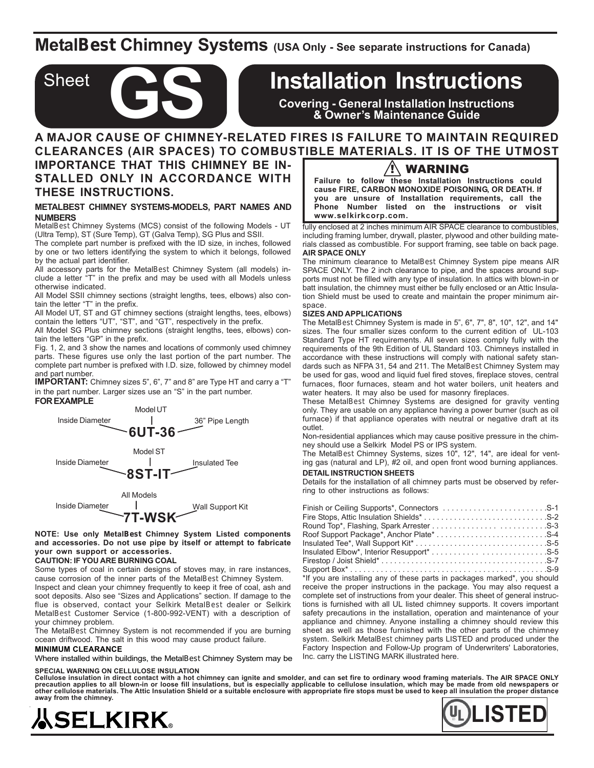# MetalBest Chimney Systems (USA Only - See separate instructions for Canada)

## Sheet GS

# Installation Instructions

**Covering - General Installation Instructions & Owner's Maintenance Guide**

**A MAJOR CAUSE OF CHIMNEY-RELATED FIRES IS FAILURE TO MAINTAIN REQUIRED CLEARANCES (AIR SPACES) TO COMBUSTIBLE MATERIALS. IT IS OF THE UTMOST IMPORTANCE THAT THIS CHIMNEY BE INSTALLED ONLY IN ACCORDANCE WITH THESE INSTRUCTIONS.**

### METALBEST CHIMNEY SYSTEMS-MODELS, PART NAMES AND NUMBERS

MetalBest Chimney Systems (MCS) consist of the following Models - UT (Ultra Temp), ST (Sure Temp), GT (Galva Temp), SG Plus and SSII.

The complete part number is prefixed with the ID size, in inches, followed by one or two letters identifying the system to which it belongs, followed by the actual part identifier.

All accessory parts for the MetalBest Chimney System (all models) include a letter "T" in the prefix and may be used with all Models unless otherwise indicated.

All Model SSII chimney sections (straight lengths, tees, elbows) also contain the letter "T" in the prefix.

All Model UT, ST and GT chimney sections (straight lengths, tees, elbows) contain the letters "UT", "ST", and "GT", respectively in the prefix.

All Model SG Plus chimney sections (straight lengths, tees, elbows) contain the letters "GP" in the prefix.

Fig. 1, 2, and 3 show the names and locations of commonly used chimney parts. These figures use only the last portion of the part number. The complete part number is prefixed with I.D. size, followed by chimney model and part number.

**IMPORTANT:** Chimney sizes 5", 6", 7" and 8" are Type HT and carry a "T" in the part number. Larger sizes use an "S" in the part number.

**FOR EXAMPLE**

**6UT-36** — Inside Diameter (6), Model UT, 36" Pipe Length

**8ST-IT** — Inside Diameter (8), Model ST, Insulated Tee

**7T-WSK** — Inside Diameter (7), All Models, Wall Support Kit

**NOTE: Use only MetalBest Chimney System Listed components and accessories. Do not use pipe by itself or attempt to fabricate your own support or accessories.**

**CAUTION: IF YOU ARE BURNING COAL**

Some types of coal in certain designs of stoves may, in rare instances, cause corrosion of the inner parts of the MetalBest Chimney System. Inspect and clean your chimney frequently to keep it free of coal, ash and soot deposits. Also see "Sizes and Applications" section. If damage to the flue is observed, contact your Selkirk MetalBest dealer or Selkirk MetalBest Customer Service (1-800-992-VENT) with a description of your chimney problem.

The MetalBest Chimney System is not recommended if you are burning ocean driftwood. The salt in this wood may cause product failure.

**MINIMUM CLEARANCE**

Where installed within buildings, the MetalBest Chimney System may be fully enclosed at 2 inches minimum AIR SPACE clearance to combustibles, including framing lumber, drywall, plaster, plywood and other building materials classed as combustible. For support framing, see table on back page.

> ⚠ **WARNING**
>
> **Failure to follow these Installation Instructions could cause FIRE, CARBON MONOXIDE POISONING, OR DEATH. If you are unsure of Installation requirements, call the Phone Number listed on the instructions or visit www.selkirkcorp.com.**

**AIR SPACE ONLY**

The minimum clearance to MetalBest Chimney System pipe means AIR SPACE ONLY. The 2 inch clearance to pipe, and the spaces around supports must not be filled with any type of insulation. In attics with blown-in or batt insulation, the chimney must either be fully enclosed or an Attic Insulation Shield must be used to create and maintain the proper minimum air-space.

**SIZES AND APPLICATIONS**

The MetalBest Chimney System is made in 5", 6", 7", 8", 10", 12", and 14" sizes. The four smaller sizes conform to the current edition of UL-103 Standard Type HT requirements. All seven sizes comply fully with the requirements of the 9th Edition of UL Standard 103. Chimneys installed in accordance with these instructions will comply with national safety standards such as NFPA 31, 54 and 211. The MetalBest Chimney System may be used for gas, wood and liquid fuel fired stoves, fireplace stoves, central furnaces, floor furnaces, steam and hot water boilers, unit heaters and water heaters. It may also be used for masonry fireplaces.

These MetalBest Chimney Systems are designed for gravity venting only. They are usable on any appliance having a power burner (such as oil furnace) if that appliance operates with neutral or negative draft at its outlet.

Non-residential appliances which may cause positive pressure in the chimney should use a Selkirk Model PS or IPS system.

The MetalBest Chimney Systems, sizes 10", 12", 14", are ideal for venting gas (natural and LP), #2 oil, and open front wood burning appliances.

**DETAIL INSTRUCTION SHEETS**

Details for the installation of all chimney parts must be observed by referring to other instructions as follows:

| | |
|---|---|
| Finish or Ceiling Supports*, Connectors | S-1 |
| Fire Stops, Attic Insulation Shields* | S-2 |
| Round Top*, Flashing, Spark Arrester | S-3 |
| Roof Support Package*, Anchor Plate* | S-4 |
| Insulated Tee*, Wall Support Kit* | S-5 |
| Insulated Elbow*, Interior Resupport* | S-5 |
| Firestop / Joist Shield* | S-7 |
| Support Box* | S-9 |

*If you are installing any of these parts in packages marked*, you should receive the proper instructions in the package. You may also request a complete set of instructions from your dealer. This sheet of general instructions is furnished with all UL listed chimney supports. It covers important safety precautions in the installation, operation and maintenance of your appliance and chimney. Anyone installing a chimney should review this sheet as well as those furnished with the other parts of the chimney system. Selkirk MetalBest chimney parts LISTED and produced under the Factory Inspection and Follow-Up program of Underwriters' Laboratories, Inc. carry the LISTING MARK illustrated here.

**SPECIAL WARNING ON CELLULOSE INSULATION**

**Cellulose insulation in direct contact with a hot chimney can ignite and smolder, and can set fire to ordinary wood framing materials. The AIR SPACE ONLY precaution applies to all blown-in or loose fill insulations, but is especially applicable to cellulose insulation, which may be made from old newspapers or other cellulose materials. The Attic Insulation Shield or a suitable enclosure with appropriate fire stops must be used to keep all insulation the proper distance away from the chimney.**

SELKIRK®

UL LISTED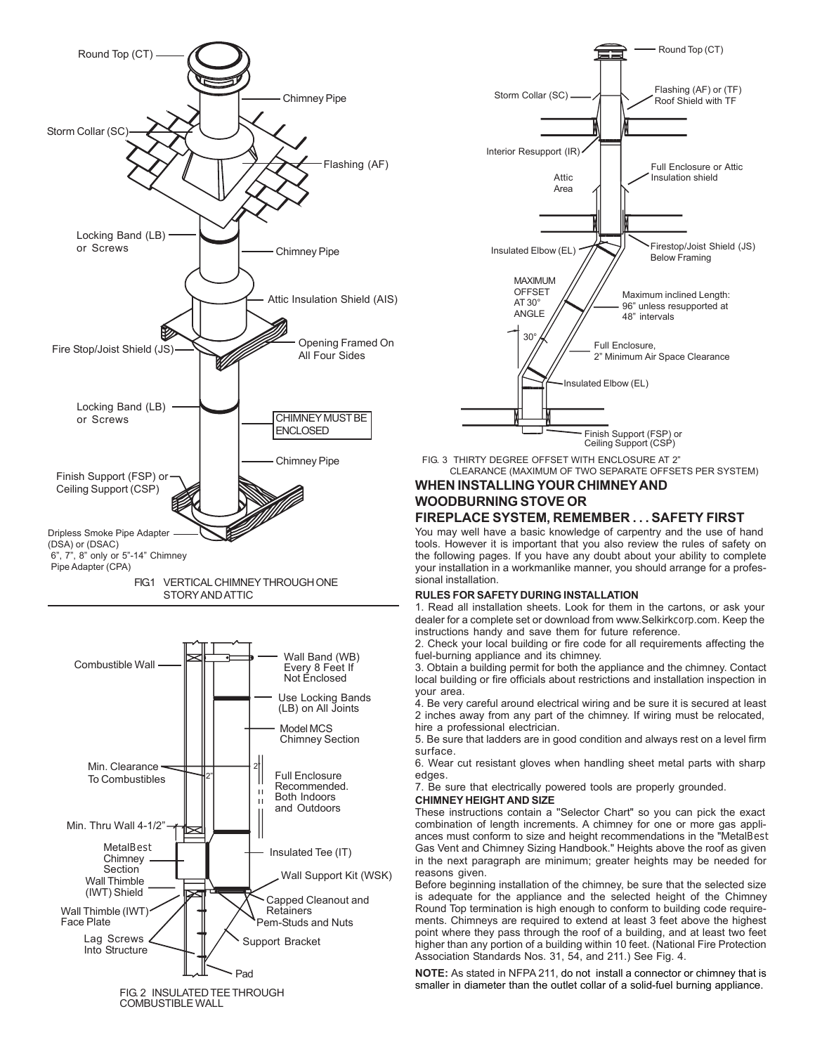Round Top (CT)

Chimney Pipe

Storm Collar (SC)

Flashing (AF)

Locking Band (LB) or Screws

Chimney Pipe

Attic Insulation Shield (AIS)

Fire Stop/Joist Shield (JS)

Opening Framed On All Four Sides

Locking Band (LB) or Screws

CHIMNEY MUST BE ENCLOSED

Chimney Pipe

Finish Support (FSP) or Ceiling Support (CSP)

Dripless Smoke Pipe Adapter (DSA) or (DSAC) 6", 7", 8" only or 5"-14" Chimney Pipe Adapter (CPA)

FIG1 VERTICAL CHIMNEY THROUGH ONE STORY AND ATTIC

Combustible Wall

Wall Band (WB) Every 8 Feet If Not Enclosed

Use Locking Bands (LB) on All Joints

Model MCS Chimney Section

Min. Clearance To Combustibles

2"

2"

Full Enclosure Recommended. Both Indoors and Outdoors

Min. Thru Wall 4-1/2"

MetalBest Chimney Section

Insulated Tee (IT)

Wall Thimble (IWT) Shield

Wall Support Kit (WSK)

Wall Thimble (IWT) Face Plate

Capped Cleanout and Retainers

Pem-Studs and Nuts

Lag Screws Into Structure

Support Bracket

Pad

FIG. 2 INSULATED TEE THROUGH COMBUSTIBLE WALL

Round Top (CT)

Storm Collar (SC)

Flashing (AF) or (TF) Roof Shield with TF

Interior Resupport (IR)

Attic Area

Full Enclosure or Attic Insulation shield

Insulated Elbow (EL)

Firestop/Joist Shield (JS) Below Framing

MAXIMUM OFFSET AT 30° ANGLE

Maximum inclined Length: 96" unless resupported at 48" intervals

30°

Full Enclosure, 2" Minimum Air Space Clearance

Insulated Elbow (EL)

Finish Support (FSP) or Ceiling Support (CSP)

FIG. 3 THIRTY DEGREE OFFSET WITH ENCLOSURE AT 2" CLEARANCE (MAXIMUM OF TWO SEPARATE OFFSETS PER SYSTEM)

## WHEN INSTALLING YOUR CHIMNEY AND WOODBURNING STOVE OR FIREPLACE SYSTEM, REMEMBER . . . SAFETY FIRST

You may well have a basic knowledge of carpentry and the use of hand tools. However it is important that you also review the rules of safety on the following pages. If you have any doubt about your ability to complete your installation in a workmanlike manner, you should arrange for a professional installation.

### RULES FOR SAFETY DURING INSTALLATION

1. Read all installation sheets. Look for them in the cartons, or ask your dealer for a complete set or download from www.Selkirkcorp.com. Keep the instructions handy and save them for future reference.
2. Check your local building or fire code for all requirements affecting the fuel-burning appliance and its chimney.
3. Obtain a building permit for both the appliance and the chimney. Contact local building or fire officials about restrictions and installation inspection in your area.
4. Be very careful around electrical wiring and be sure it is secured at least 2 inches away from any part of the chimney. If wiring must be relocated, hire a professional electrician.
5. Be sure that ladders are in good condition and always rest on a level firm surface.
6. Wear cut resistant gloves when handling sheet metal parts with sharp edges.
7. Be sure that electrically powered tools are properly grounded.

### CHIMNEY HEIGHT AND SIZE

These instructions contain a "Selector Chart" so you can pick the exact combination of length increments. A chimney for one or more gas appliances must conform to size and height recommendations in the "MetalBest Gas Vent and Chimney Sizing Handbook." Heights above the roof as given in the next paragraph are minimum; greater heights may be needed for reasons given.

Before beginning installation of the chimney, be sure that the selected size is adequate for the appliance and the selected height of the Chimney Round Top termination is high enough to conform to building code requirements. Chimneys are required to extend at least 3 feet above the highest point where they pass through the roof of a building, and at least two feet higher than any portion of a building within 10 feet. (National Fire Protection Association Standards Nos. 31, 54, and 211.) See Fig. 4.

**NOTE:** As stated in NFPA 211, do not install a connector or chimney that is smaller in diameter than the outlet collar of a solid-fuel burning appliance.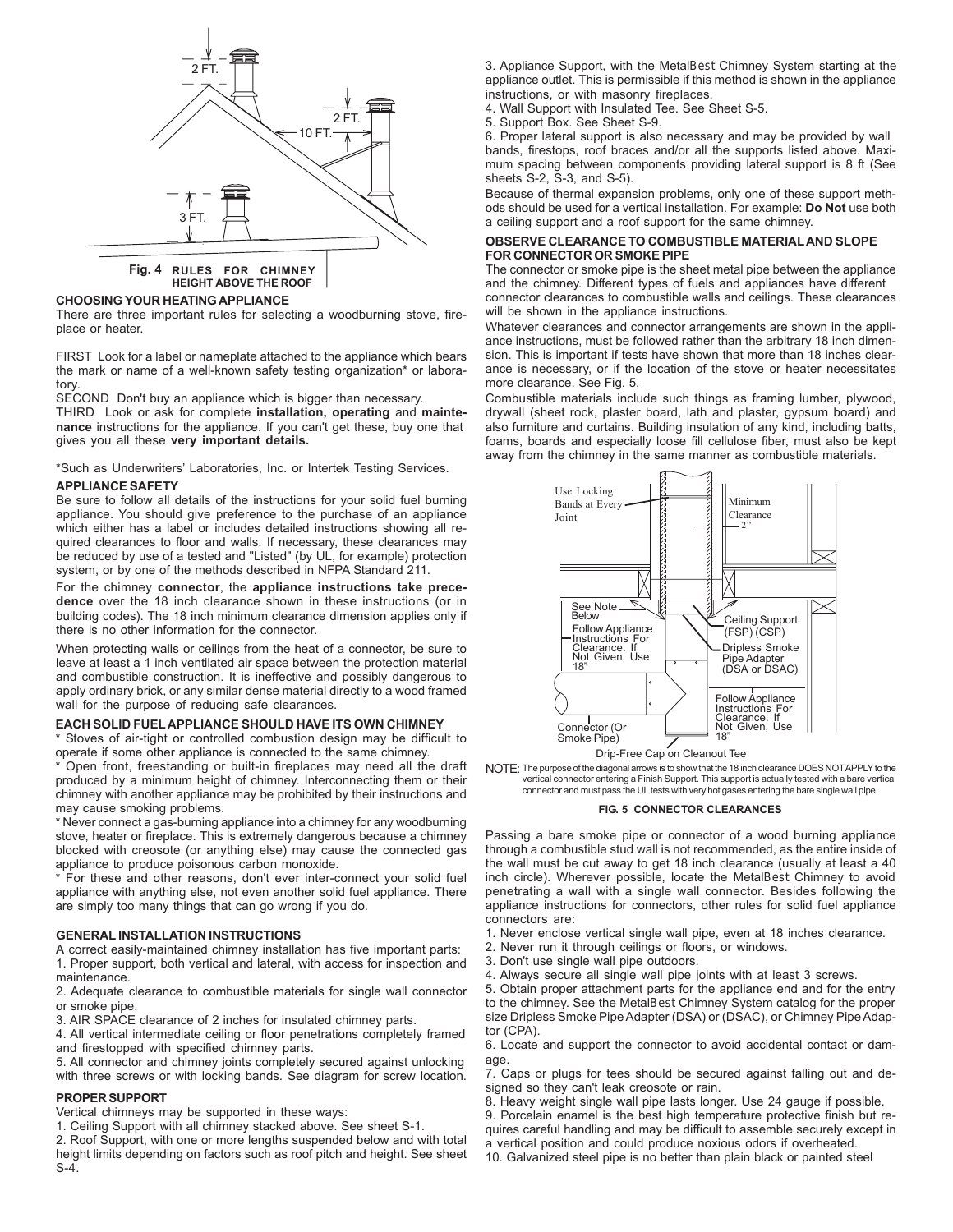Fig. 4 RULES FOR CHIMNEY HEIGHT ABOVE THE ROOF

### CHOOSING YOUR HEATING APPLIANCE

There are three important rules for selecting a woodburning stove, fireplace or heater.

FIRST Look for a label or nameplate attached to the appliance which bears the mark or name of a well-known safety testing organization* or laboratory.

SECOND Don't buy an appliance which is bigger than necessary.

THIRD Look or ask for complete **installation, operating** and **maintenance** instructions for the appliance. If you can't get these, buy one that gives you all these **very important details.**

*Such as Underwriters' Laboratories, Inc. or Intertek Testing Services.

### APPLIANCE SAFETY

Be sure to follow all details of the instructions for your solid fuel burning appliance. You should give preference to the purchase of an appliance which either has a label or includes detailed instructions showing all required clearances to floor and walls. If necessary, these clearances may be reduced by use of a tested and "Listed" (by UL, for example) protection system, or by one of the methods described in NFPA Standard 211.

For the chimney **connector**, the **appliance instructions take precedence** over the 18 inch clearance shown in these instructions (or in building codes). The 18 inch minimum clearance dimension applies only if there is no other information for the connector.

When protecting walls or ceilings from the heat of a connector, be sure to leave at least a 1 inch ventilated air space between the protection material and combustible construction. It is ineffective and possibly dangerous to apply ordinary brick, or any similar dense material directly to a wood framed wall for the purpose of reducing safe clearances.

### EACH SOLID FUEL APPLIANCE SHOULD HAVE ITS OWN CHIMNEY

* Stoves of air-tight or controlled combustion design may be difficult to operate if some other appliance is connected to the same chimney.
* Open front, freestanding or built-in fireplaces may need all the draft produced by a minimum height of chimney. Interconnecting them or their chimney with another appliance may be prohibited by their instructions and may cause smoking problems.
* Never connect a gas-burning appliance into a chimney for any woodburning stove, heater or fireplace. This is extremely dangerous because a chimney blocked with creosote (or anything else) may cause the connected gas appliance to produce poisonous carbon monoxide.
* For these and other reasons, don't ever inter-connect your solid fuel appliance with anything else, not even another solid fuel appliance. There are simply too many things that can go wrong if you do.

### GENERAL INSTALLATION INSTRUCTIONS

A correct easily-maintained chimney installation has five important parts:

1. Proper support, both vertical and lateral, with access for inspection and maintenance.
2. Adequate clearance to combustible materials for single wall connector or smoke pipe.
3. AIR SPACE clearance of 2 inches for insulated chimney parts.
4. All vertical intermediate ceiling or floor penetrations completely framed and firestopped with specified chimney parts.
5. All connector and chimney joints completely secured against unlocking with three screws or with locking bands. See diagram for screw location.

### PROPER SUPPORT

Vertical chimneys may be supported in these ways:

1. Ceiling Support with all chimney stacked above. See sheet S-1.
2. Roof Support, with one or more lengths suspended below and with total height limits depending on factors such as roof pitch and height. See sheet S-4.
3. Appliance Support, with the MetalBest Chimney System starting at the appliance outlet. This is permissible if this method is shown in the appliance instructions, or with masonry fireplaces.
4. Wall Support with Insulated Tee. See Sheet S-5.
5. Support Box. See Sheet S-9.
6. Proper lateral support is also necessary and may be provided by wall bands, firestops, roof braces and/or all the supports listed above. Maximum spacing between components providing lateral support is 8 ft (See sheets S-2, S-3, and S-5).

Because of thermal expansion problems, only one of these support methods should be used for a vertical installation. For example: **Do Not** use both a ceiling support and a roof support for the same chimney.

### OBSERVE CLEARANCE TO COMBUSTIBLE MATERIAL AND SLOPE FOR CONNECTOR OR SMOKE PIPE

The connector or smoke pipe is the sheet metal pipe between the appliance and the chimney. Different types of fuels and appliances have different connector clearances to combustible walls and ceilings. These clearances will be shown in the appliance instructions.

Whatever clearances and connector arrangements are shown in the appliance instructions, must be followed rather than the arbitrary 18 inch dimension. This is important if tests have shown that more than 18 inches clearance is necessary, or if the location of the stove or heater necessitates more clearance. See Fig. 5.

Combustible materials include such things as framing lumber, plywood, drywall (sheet rock, plaster board, lath and plaster, gypsum board) and also furniture and curtains. Building insulation of any kind, including batts, foams, boards and especially loose fill cellulose fiber, must also be kept away from the chimney in the same manner as combustible materials.

NOTE: The purpose of the diagonal arrows is to show that the 18 inch clearance DOES NOT APPLY to the vertical connector entering a Finish Support. This support is actually tested with a bare vertical connector and must pass the UL tests with very hot gases entering the bare single wall pipe.

**FIG. 5 CONNECTOR CLEARANCES**

Passing a bare smoke pipe or connector of a wood burning appliance through a combustible stud wall is not recommended, as the entire inside of the wall must be cut away to get 18 inch clearance (usually at least a 40 inch circle). Wherever possible, locate the MetalBest Chimney to avoid penetrating a wall with a single wall connector. Besides following the appliance instructions for connectors, other rules for solid fuel appliance connectors are:

1. Never enclose vertical single wall pipe, even at 18 inches clearance.
2. Never run it through ceilings or floors, or windows.
3. Don't use single wall pipe outdoors.
4. Always secure all single wall pipe joints with at least 3 screws.
5. Obtain proper attachment parts for the appliance end and for the entry to the chimney. See the MetalBest Chimney System catalog for the proper size Dripless Smoke Pipe Adapter (DSA) or (DSAC), or Chimney Pipe Adaptor (CPA).
6. Locate and support the connector to avoid accidental contact or damage.
7. Caps or plugs for tees should be secured against falling out and designed so they can't leak creosote or rain.
8. Heavy weight single wall pipe lasts longer. Use 24 gauge if possible.
9. Porcelain enamel is the best high temperature protective finish but requires careful handling and may be difficult to assemble securely except in a vertical position and could produce noxious odors if overheated.
10. Galvanized steel pipe is no better than plain black or painted steel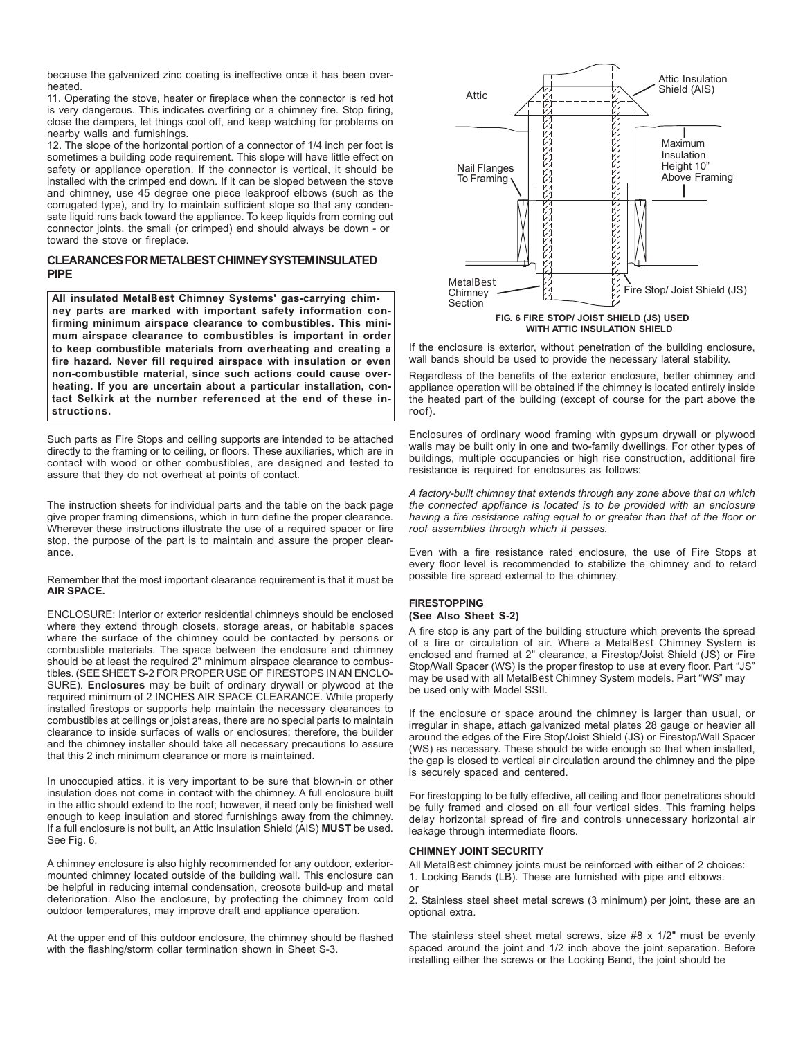because the galvanized zinc coating is ineffective once it has been overheated.

11. Operating the stove, heater or fireplace when the connector is red hot is very dangerous. This indicates overfiring or a chimney fire. Stop firing, close the dampers, let things cool off, and keep watching for problems on nearby walls and furnishings.

12. The slope of the horizontal portion of a connector of 1/4 inch per foot is sometimes a building code requirement. This slope will have little effect on safety or appliance operation. If the connector is vertical, it should be installed with the crimped end down. If it can be sloped between the stove and chimney, use 45 degree one piece leakproof elbows (such as the corrugated type), and try to maintain sufficient slope so that any condensate liquid runs back toward the appliance. To keep liquids from coming out connector joints, the small (or crimped) end should always be down - or toward the stove or fireplace.

## CLEARANCES FOR METALBEST CHIMNEY SYSTEM INSULATED PIPE

**All insulated MetalBest Chimney Systems' gas-carrying chimney parts are marked with important safety information confirming minimum airspace clearance to combustibles. This minimum airspace clearance to combustibles is important in order to keep combustible materials from overheating and creating a fire hazard. Never fill required airspace with insulation or even non-combustible material, since such actions could cause overheating. If you are uncertain about a particular installation, contact Selkirk at the number referenced at the end of these instructions.**

Such parts as Fire Stops and ceiling supports are intended to be attached directly to the framing or to ceiling, or floors. These auxiliaries, which are in contact with wood or other combustibles, are designed and tested to assure that they do not overheat at points of contact.

The instruction sheets for individual parts and the table on the back page give proper framing dimensions, which in turn define the proper clearance. Wherever these instructions illustrate the use of a required spacer or fire stop, the purpose of the part is to maintain and assure the proper clearance.

Remember that the most important clearance requirement is that it must be **AIR SPACE.**

ENCLOSURE: Interior or exterior residential chimneys should be enclosed where they extend through closets, storage areas, or habitable spaces where the surface of the chimney could be contacted by persons or combustible materials. The space between the enclosure and chimney should be at least the required 2" minimum airspace clearance to combustibles. (SEE SHEET S-2 FOR PROPER USE OF FIRESTOPS IN AN ENCLOSURE). **Enclosures** may be built of ordinary drywall or plywood at the required minimum of 2 INCHES AIR SPACE CLEARANCE. While properly installed firestops or supports help maintain the necessary clearances to combustibles at ceilings or joist areas, there are no special parts to maintain clearance to inside surfaces of walls or enclosures; therefore, the builder and the chimney installer should take all necessary precautions to assure that this 2 inch minimum clearance or more is maintained.

In unoccupied attics, it is very important to be sure that blown-in or other insulation does not come in contact with the chimney. A full enclosure built in the attic should extend to the roof; however, it need only be finished well enough to keep insulation and stored furnishings away from the chimney. If a full enclosure is not built, an Attic Insulation Shield (AIS) **MUST** be used. See Fig. 6.

A chimney enclosure is also highly recommended for any outdoor, exterior-mounted chimney located outside of the building wall. This enclosure can be helpful in reducing internal condensation, creosote build-up and metal deterioration. Also the enclosure, by protecting the chimney from cold outdoor temperatures, may improve draft and appliance operation.

At the upper end of this outdoor enclosure, the chimney should be flashed with the flashing/storm collar termination shown in Sheet S-3.

Attic — Attic Insulation Shield (AIS) — Maximum Insulation Height 10" Above Framing — Nail Flanges To Framing — MetalBest Chimney Section — Fire Stop/ Joist Shield (JS)

**FIG. 6 FIRE STOP/ JOIST SHIELD (JS) USED WITH ATTIC INSULATION SHIELD**

If the enclosure is exterior, without penetration of the building enclosure, wall bands should be used to provide the necessary lateral stability.

Regardless of the benefits of the exterior enclosure, better chimney and appliance operation will be obtained if the chimney is located entirely inside the heated part of the building (except of course for the part above the roof).

Enclosures of ordinary wood framing with gypsum drywall or plywood walls may be built only in one and two-family dwellings. For other types of buildings, multiple occupancies or high rise construction, additional fire resistance is required for enclosures as follows:

*A factory-built chimney that extends through any zone above that on which the connected appliance is located is to be provided with an enclosure having a fire resistance rating equal to or greater than that of the floor or roof assemblies through which it passes.*

Even with a fire resistance rated enclosure, the use of Fire Stops at every floor level is recommended to stabilize the chimney and to retard possible fire spread external to the chimney.

### FIRESTOPPING
**(See Also Sheet S-2)**

A fire stop is any part of the building structure which prevents the spread of a fire or circulation of air. Where a MetalBest Chimney System is enclosed and framed at 2" clearance, a Firestop/Joist Shield (JS) or Fire Stop/Wall Spacer (WS) is the proper firestop to use at every floor. Part "JS" may be used with all MetalBest Chimney System models. Part "WS" may be used only with Model SSII.

If the enclosure or space around the chimney is larger than usual, or irregular in shape, attach galvanized metal plates 28 gauge or heavier all around the edges of the Fire Stop/Joist Shield (JS) or Firestop/Wall Spacer (WS) as necessary. These should be wide enough so that when installed, the gap is closed to vertical air circulation around the chimney and the pipe is securely spaced and centered.

For firestopping to be fully effective, all ceiling and floor penetrations should be fully framed and closed on all four vertical sides. This framing helps delay horizontal spread of fire and controls unnecessary horizontal air leakage through intermediate floors.

### CHIMNEY JOINT SECURITY

All MetalBest chimney joints must be reinforced with either of 2 choices:

1. Locking Bands (LB). These are furnished with pipe and elbows.

or

2. Stainless steel sheet metal screws (3 minimum) per joint, these are an optional extra.

The stainless steel sheet metal screws, size #8 x 1/2" must be evenly spaced around the joint and 1/2 inch above the joint separation. Before installing either the screws or the Locking Band, the joint should be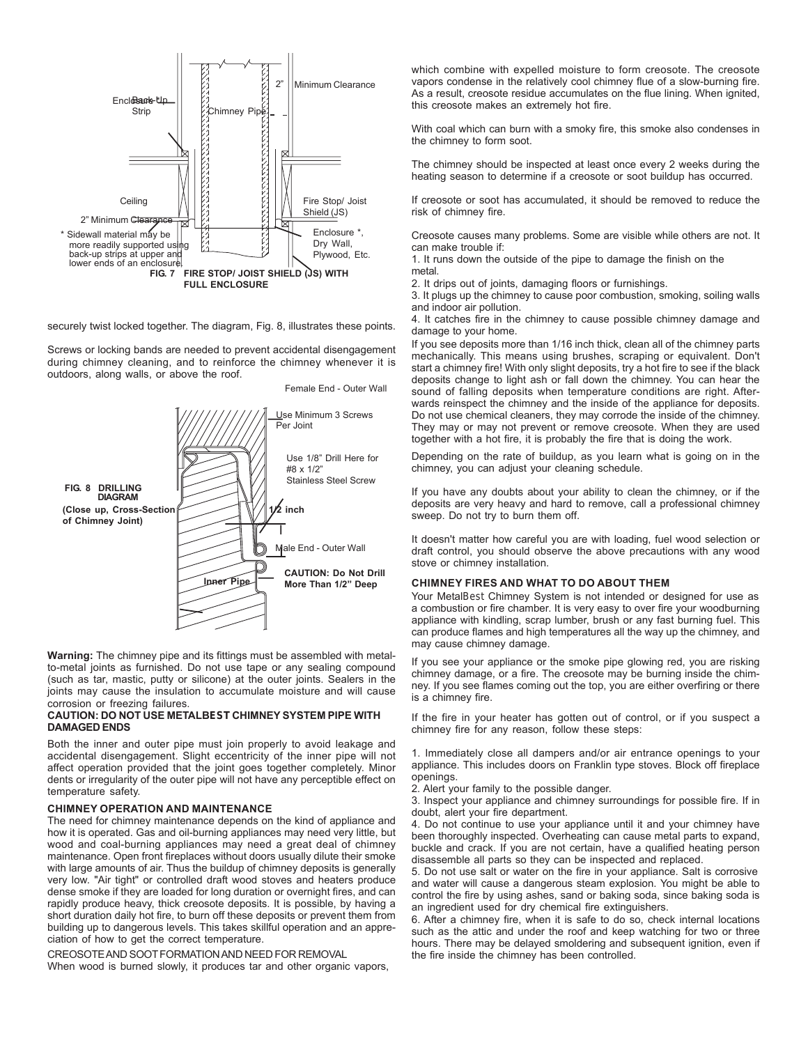**FIG. 7 FIRE STOP/ JOIST SHIELD (JS) WITH FULL ENCLOSURE**

\* Sidewall material may be more readily supported using back-up strips at upper and lower ends of an enclosure.

securely twist locked together. The diagram, Fig. 8, illustrates these points.

Screws or locking bands are needed to prevent accidental disengagement during chimney cleaning, and to reinforce the chimney whenever it is outdoors, along walls, or above the roof.

**FIG. 8 DRILLING DIAGRAM (Close up, Cross-Section of Chimney Joint)**

**Warning:** The chimney pipe and its fittings must be assembled with metal-to-metal joints as furnished. Do not use tape or any sealing compound (such as tar, mastic, putty or silicone) at the outer joints. Sealers in the joints may cause the insulation to accumulate moisture and will cause corrosion or freezing failures.

**CAUTION: DO NOT USE METALBEST CHIMNEY SYSTEM PIPE WITH DAMAGED ENDS**

Both the inner and outer pipe must join properly to avoid leakage and accidental disengagement. Slight eccentricity of the inner pipe will not affect operation provided that the joint goes together completely. Minor dents or irregularity of the outer pipe will not have any perceptible effect on temperature safety.

### CHIMNEY OPERATION AND MAINTENANCE

The need for chimney maintenance depends on the kind of appliance and how it is operated. Gas and oil-burning appliances may need very little, but wood and coal-burning appliances may need a great deal of chimney maintenance. Open front fireplaces without doors usually dilute their smoke with large amounts of air. Thus the buildup of chimney deposits is generally very low. "Air tight" or controlled draft wood stoves and heaters produce dense smoke if they are loaded for long duration or overnight fires, and can rapidly produce heavy, thick creosote deposits. It is possible, by having a short duration daily hot fire, to burn off these deposits or prevent them from building up to dangerous levels. This takes skillful operation and an appreciation of how to get the correct temperature.

CREOSOTE AND SOOT FORMATION AND NEED FOR REMOVAL

When wood is burned slowly, it produces tar and other organic vapors, which combine with expelled moisture to form creosote. The creosote vapors condense in the relatively cool chimney flue of a slow-burning fire. As a result, creosote residue accumulates on the flue lining. When ignited, this creosote makes an extremely hot fire.

With coal which can burn with a smoky fire, this smoke also condenses in the chimney to form soot.

The chimney should be inspected at least once every 2 weeks during the heating season to determine if a creosote or soot buildup has occurred.

If creosote or soot has accumulated, it should be removed to reduce the risk of chimney fire.

Creosote causes many problems. Some are visible while others are not. It can make trouble if:

1. It runs down the outside of the pipe to damage the finish on the metal.
2. It drips out of joints, damaging floors or furnishings.
3. It plugs up the chimney to cause poor combustion, smoking, soiling walls and indoor air pollution.
4. It catches fire in the chimney to cause possible chimney damage and damage to your home.

If you see deposits more than 1/16 inch thick, clean all of the chimney parts mechanically. This means using brushes, scraping or equivalent. Don't start a chimney fire! With only slight deposits, try a hot fire to see if the black deposits change to light ash or fall down the chimney. You can hear the sound of falling deposits when temperature conditions are right. Afterwards reinspect the chimney and the inside of the appliance for deposits. Do not use chemical cleaners, they may corrode the inside of the chimney. They may or may not prevent or remove creosote. When they are used together with a hot fire, it is probably the fire that is doing the work.

Depending on the rate of buildup, as you learn what is going on in the chimney, you can adjust your cleaning schedule.

If you have any doubts about your ability to clean the chimney, or if the deposits are very heavy and hard to remove, call a professional chimney sweep. Do not try to burn them off.

It doesn't matter how careful you are with loading, fuel wood selection or draft control, you should observe the above precautions with any wood stove or chimney installation.

### CHIMNEY FIRES AND WHAT TO DO ABOUT THEM

Your MetalBest Chimney System is not intended or designed for use as a combustion or fire chamber. It is very easy to over fire your woodburning appliance with kindling, scrap lumber, brush or any fast burning fuel. This can produce flames and high temperatures all the way up the chimney, and may cause chimney damage.

If you see your appliance or the smoke pipe glowing red, you are risking chimney damage, or a fire. The creosote may be burning inside the chimney. If you see flames coming out the top, you are either overfiring or there is a chimney fire.

If the fire in your heater has gotten out of control, or if you suspect a chimney fire for any reason, follow these steps:

1. Immediately close all dampers and/or air entrance openings to your appliance. This includes doors on Franklin type stoves. Block off fireplace openings.
2. Alert your family to the possible danger.
3. Inspect your appliance and chimney surroundings for possible fire. If in doubt, alert your fire department.
4. Do not continue to use your appliance until it and your chimney have been thoroughly inspected. Overheating can cause metal parts to expand, buckle and crack. If you are not certain, have a qualified heating person disassemble all parts so they can be inspected and replaced.
5. Do not use salt or water on the fire in your appliance. Salt is corrosive and water will cause a dangerous steam explosion. You might be able to control the fire by using ashes, sand or baking soda, since baking soda is an ingredient used for dry chemical fire extinguishers.
6. After a chimney fire, when it is safe to do so, check internal locations such as the attic and under the roof and keep watching for two or three hours. There may be delayed smoldering and subsequent ignition, even if the fire inside the chimney has been controlled.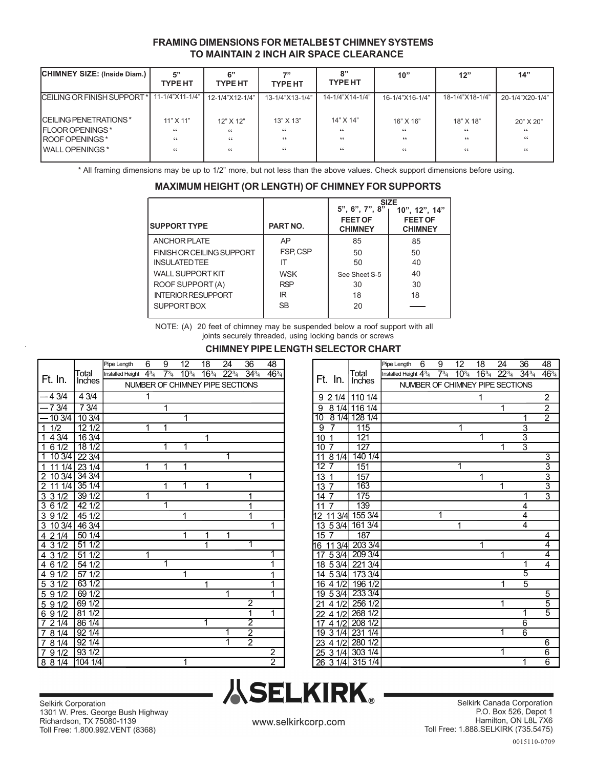## FRAMING DIMENSIONS FOR METALBEST CHIMNEY SYSTEMS TO MAINTAIN 2 INCH AIR SPACE CLEARANCE

| CHIMNEY SIZE: (Inside Diam.) | 5" TYPE HT | 6" TYPE HT | 7" TYPE HT | 8" TYPE HT | 10" | 12" | 14" |
|---|---|---|---|---|---|---|---|
| CEILING OR FINISH SUPPORT * | 11-1/4"X11-1/4" | 12-1/4"X12-1/4" | 13-1/4"X13-1/4" | 14-1/4"X14-1/4" | 16-1/4"X16-1/4" | 18-1/4"X18-1/4" | 20-1/4"X20-1/4" |
| CEILING PENETRATIONS * | 11" X 11" | 12" X 12" | 13" X 13" | 14" X 14" | 16" X 16" | 18" X 18" | 20" X 20" |
| FLOOR OPENINGS * | " | " | " | " | " | " | " |
| ROOF OPENINGS * | " | " | " | " | " | " | " |
| WALL OPENINGS * | " | " | " | " | " | " | " |

* All framing dimensions may be up to 1/2" more, but not less than the above values. Check support dimensions before using.

## MAXIMUM HEIGHT (OR LENGTH) OF CHIMNEY FOR SUPPORTS

| SUPPORT TYPE | PART NO. | SIZE 5", 6", 7", 8" FEET OF CHIMNEY | SIZE 10", 12", 14" FEET OF CHIMNEY |
|---|---|---|---|
| ANCHOR PLATE | AP | 85 | 85 |
| FINISH OR CEILING SUPPORT | FSP, CSP | 50 | 50 |
| INSULATED TEE | IT | 50 | 40 |
| WALL SUPPORT KIT | WSK | See Sheet S-5 | 40 |
| ROOF SUPPORT (A) | RSP | 30 | 30 |
| INTERIOR RESUPPORT | IR | 18 | 18 |
| SUPPORT BOX | SB | 20 | —— |

NOTE: (A) 20 feet of chimney may be suspended below a roof support with all joints securely threaded, using locking bands or screws

## CHIMNEY PIPE LENGTH SELECTOR CHART

| Ft. In. | Total Inches | Pipe Length 6 | 9 | 12 | 18 | 24 | 36 | 48 |
|---|---|---|---|---|---|---|---|---|
| | | Installed Height 4¾ | 7¾ | 10¾ | 16¾ | 22¾ | 34¾ | 46¾ |
| | | NUMBER OF CHIMNEY PIPE SECTIONS | | | | | | |
| — 4 3/4 | 4 3/4 | 1 | | | | | | |
| — 7 3/4 | 7 3/4 | | 1 | | | | | |
| — 10 3/4 | 10 3/4 | | | 1 | | | | |
| 1 1/2 | 12 1/2 | 1 | 1 | | | | | |
| 1 4 3/4 | 16 3/4 | | | | 1 | | | |
| 1 6 1/2 | 18 1/2 | | 1 | 1 | | | | |
| 1 10 3/4 | 22 3/4 | | | | | 1 | | |
| 1 11 1/4 | 23 1/4 | 1 | 1 | 1 | | | | |
| 2 10 3/4 | 34 3/4 | | | | | | 1 | |
| 2 11 1/4 | 35 1/4 | | 1 | 1 | 1 | | | |
| 3 3 1/2 | 39 1/2 | 1 | | | | | 1 | |
| 3 6 1/2 | 42 1/2 | | 1 | | | | 1 | |
| 3 9 1/2 | 45 1/2 | | | 1 | | | 1 | |
| 3 10 3/4 | 46 3/4 | | | | | | | 1 |
| 4 2 1/4 | 50 1/4 | | | 1 | 1 | 1 | | |
| 4 3 1/2 | 51 1/2 | | | | 1 | | 1 | |
| 4 3 1/2 | 51 1/2 | 1 | | | | | | 1 |
| 4 6 1/2 | 54 1/2 | | 1 | | | | | 1 |
| 4 9 1/2 | 57 1/2 | | | 1 | | | | 1 |
| 5 3 1/2 | 63 1/2 | | | | 1 | | | 1 |
| 5 9 1/2 | 69 1/2 | | | | | 1 | | 1 |
| 5 9 1/2 | 69 1/2 | | | | | | 2 | |
| 6 9 1/2 | 81 1/2 | | | | | | 1 | 1 |
| 7 2 1/4 | 86 1/4 | | | | 1 | | 2 | |
| 7 8 1/4 | 92 1/4 | | | | | 1 | 2 | |
| 7 8 1/4 | 92 1/4 | | | | | 1 | 2 | |
| 7 9 1/2 | 93 1/2 | | | | | | | 2 |
| 8 8 1/4 | 104 1/4 | | | 1 | | | | 2 |

| Ft. In. | Total Inches | Pipe Length 6 | 9 | 12 | 18 | 24 | 36 | 48 |
|---|---|---|---|---|---|---|---|---|
| | | Installed Height 4¾ | 7¾ | 10¾ | 16¾ | 22¾ | 34¾ | 46¾ |
| | | NUMBER OF CHIMNEY PIPE SECTIONS | | | | | | |
| 9 2 1/4 | 110 1/4 | | | | 1 | | | 2 |
| 9 8 1/4 | 116 1/4 | | | | | 1 | | 2 |
| 10 8 1/4 | 128 1/4 | | | | | | 1 | 2 |
| 9 7 | 115 | | | 1 | | | 3 | |
| 10 1 | 121 | | | | 1 | | 3 | |
| 10 7 | 127 | | | | | 1 | 3 | |
| 11 8 1/4 | 140 1/4 | | | | | | | 3 |
| 12 7 | 151 | | | 1 | | | | 3 |
| 13 1 | 157 | | | | 1 | | | 3 |
| 13 7 | 163 | | | | | 1 | | 3 |
| 14 7 | 175 | | | | | | 1 | 3 |
| 11 7 | 139 | | | | | | 4 | |
| 12 11 3/4 | 155 3/4 | | 1 | | | | 4 | |
| 13 5 3/4 | 161 3/4 | | | 1 | | | 4 | |
| 15 7 | 187 | | | | | | | 4 |
| 16 11 3/4 | 203 3/4 | | | | 1 | | | 4 |
| 17 5 3/4 | 209 3/4 | | | | | 1 | | 4 |
| 18 5 3/4 | 221 3/4 | | | | | | 1 | 4 |
| 14 5 3/4 | 173 3/4 | | | | | | 5 | |
| 16 4 1/2 | 196 1/2 | | | | | 1 | 5 | |
| 19 5 3/4 | 233 3/4 | | | | | | | 5 |
| 21 4 1/2 | 256 1/2 | | | | | 1 | | 5 |
| 22 4 1/2 | 268 1/2 | | | | | | 1 | 5 |
| 17 4 1/2 | 208 1/2 | | | | | | 6 | |
| 19 3 1/4 | 231 1/4 | | | | | 1 | 6 | |
| 23 4 1/2 | 280 1/2 | | | | | | | 6 |
| 25 3 1/4 | 303 1/4 | | | | | 1 | | 6 |
| 26 3 1/4 | 315 1/4 | | | | | | 1 | 6 |

**SELKIRK**®

Selkirk Corporation
1301 W. Pres. George Bush Highway
Richardson, TX 75080-1139
Toll Free: 1.800.992.VENT (8368)

www.selkirkcorp.com

Selkirk Canada Corporation
P.O. Box 526, Depot 1
Hamilton, ON L8L 7X6
Toll Free: 1.888.SELKIRK (735.5475)

0015110-0709